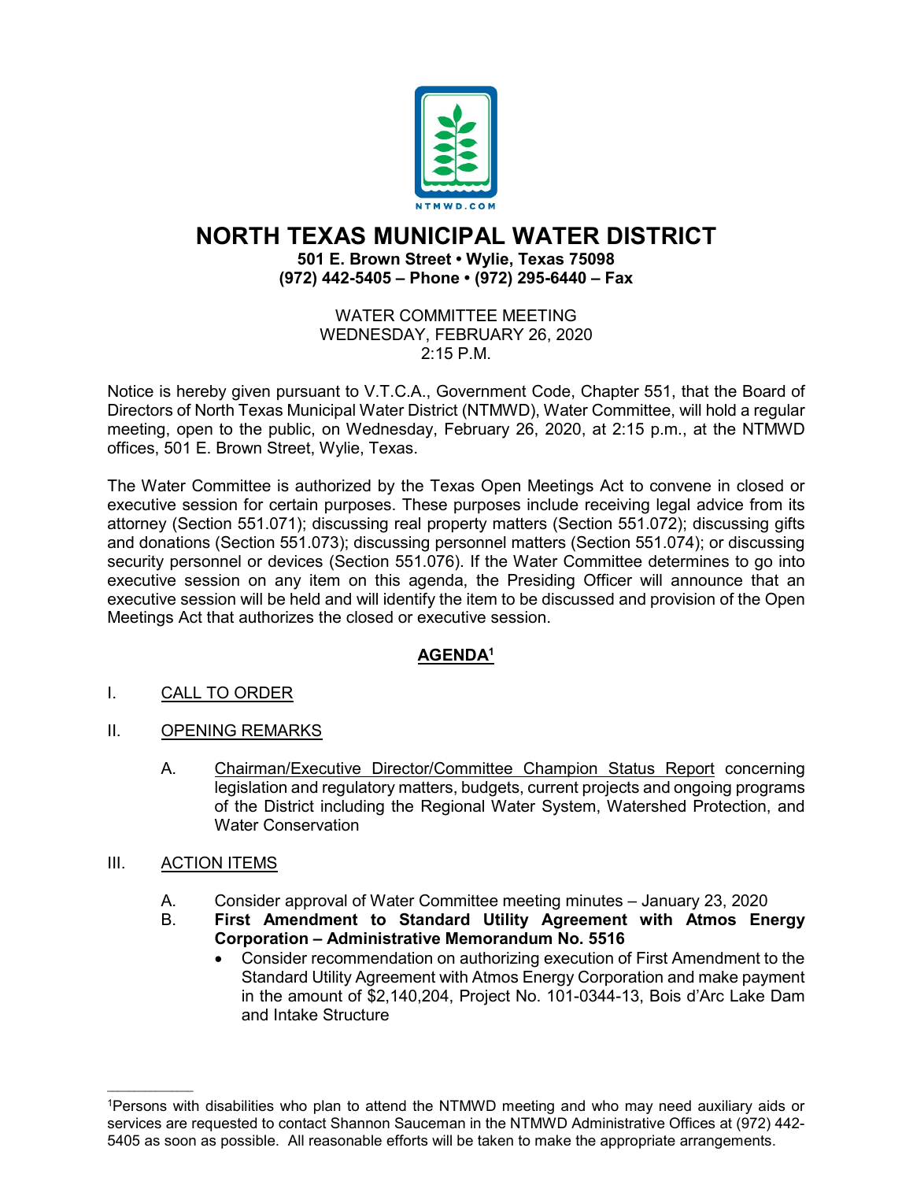NTMWD.COM

# NORTH TEXAS MUNICIPAL WATER DISTRICT

**501 E. Brown Street • Wylie, Texas 75098**
**(972) 442-5405 – Phone • (972) 295-6440 – Fax**

WATER COMMITTEE MEETING
WEDNESDAY, FEBRUARY 26, 2020
2:15 P.M.

Notice is hereby given pursuant to V.T.C.A., Government Code, Chapter 551, that the Board of Directors of North Texas Municipal Water District (NTMWD), Water Committee, will hold a regular meeting, open to the public, on Wednesday, February 26, 2020, at 2:15 p.m., at the NTMWD offices, 501 E. Brown Street, Wylie, Texas.

The Water Committee is authorized by the Texas Open Meetings Act to convene in closed or executive session for certain purposes. These purposes include receiving legal advice from its attorney (Section 551.071); discussing real property matters (Section 551.072); discussing gifts and donations (Section 551.073); discussing personnel matters (Section 551.074); or discussing security personnel or devices (Section 551.076). If the Water Committee determines to go into executive session on any item on this agenda, the Presiding Officer will announce that an executive session will be held and will identify the item to be discussed and provision of the Open Meetings Act that authorizes the closed or executive session.

## AGENDA[1]

I. CALL TO ORDER

II. OPENING REMARKS

A. Chairman/Executive Director/Committee Champion Status Report concerning legislation and regulatory matters, budgets, current projects and ongoing programs of the District including the Regional Water System, Watershed Protection, and Water Conservation

III. ACTION ITEMS

A. Consider approval of Water Committee meeting minutes – January 23, 2020

B. **First Amendment to Standard Utility Agreement with Atmos Energy Corporation – Administrative Memorandum No. 5516**

- Consider recommendation on authorizing execution of First Amendment to the Standard Utility Agreement with Atmos Energy Corporation and make payment in the amount of $2,140,204, Project No. 101-0344-13, Bois d'Arc Lake Dam and Intake Structure

---

[1]Persons with disabilities who plan to attend the NTMWD meeting and who may need auxiliary aids or services are requested to contact Shannon Sauceman in the NTMWD Administrative Offices at (972) 442-5405 as soon as possible. All reasonable efforts will be taken to make the appropriate arrangements.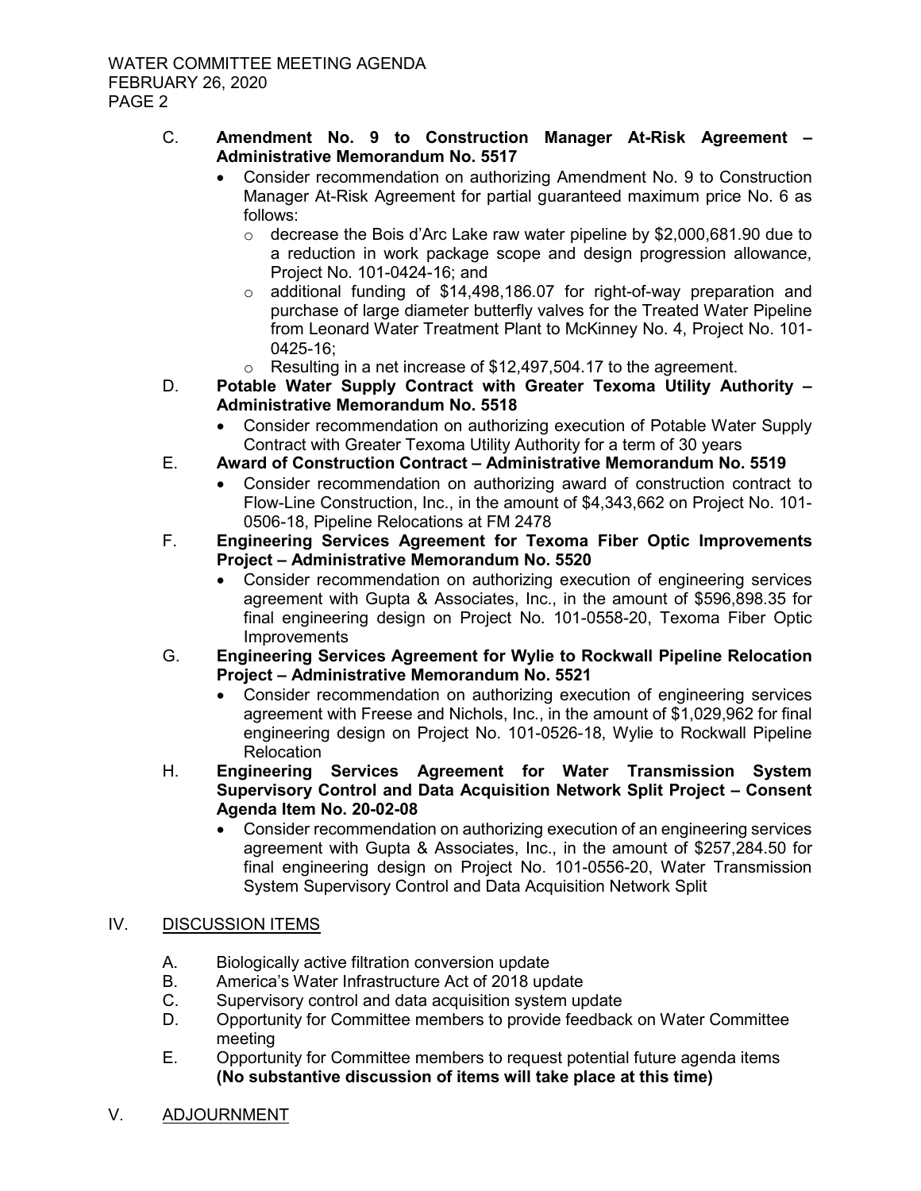C. **Amendment No. 9 to Construction Manager At-Risk Agreement – Administrative Memorandum No. 5517**
   - Consider recommendation on authorizing Amendment No. 9 to Construction Manager At-Risk Agreement for partial guaranteed maximum price No. 6 as follows:
     - decrease the Bois d'Arc Lake raw water pipeline by $2,000,681.90 due to a reduction in work package scope and design progression allowance, Project No. 101-0424-16; and
     - additional funding of $14,498,186.07 for right-of-way preparation and purchase of large diameter butterfly valves for the Treated Water Pipeline from Leonard Water Treatment Plant to McKinney No. 4, Project No. 101-0425-16;
     - Resulting in a net increase of $12,497,504.17 to the agreement.

D. **Potable Water Supply Contract with Greater Texoma Utility Authority – Administrative Memorandum No. 5518**
   - Consider recommendation on authorizing execution of Potable Water Supply Contract with Greater Texoma Utility Authority for a term of 30 years

E. **Award of Construction Contract – Administrative Memorandum No. 5519**
   - Consider recommendation on authorizing award of construction contract to Flow-Line Construction, Inc., in the amount of $4,343,662 on Project No. 101-0506-18, Pipeline Relocations at FM 2478

F. **Engineering Services Agreement for Texoma Fiber Optic Improvements Project – Administrative Memorandum No. 5520**
   - Consider recommendation on authorizing execution of engineering services agreement with Gupta & Associates, Inc., in the amount of $596,898.35 for final engineering design on Project No. 101-0558-20, Texoma Fiber Optic Improvements

G. **Engineering Services Agreement for Wylie to Rockwall Pipeline Relocation Project – Administrative Memorandum No. 5521**
   - Consider recommendation on authorizing execution of engineering services agreement with Freese and Nichols, Inc., in the amount of $1,029,962 for final engineering design on Project No. 101-0526-18, Wylie to Rockwall Pipeline Relocation

H. **Engineering Services Agreement for Water Transmission System Supervisory Control and Data Acquisition Network Split Project – Consent Agenda Item No. 20-02-08**
   - Consider recommendation on authorizing execution of an engineering services agreement with Gupta & Associates, Inc., in the amount of $257,284.50 for final engineering design on Project No. 101-0556-20, Water Transmission System Supervisory Control and Data Acquisition Network Split

## IV. DISCUSSION ITEMS

A. Biologically active filtration conversion update

B. America's Water Infrastructure Act of 2018 update

C. Supervisory control and data acquisition system update

D. Opportunity for Committee members to provide feedback on Water Committee meeting

E. Opportunity for Committee members to request potential future agenda items **(No substantive discussion of items will take place at this time)**

## V. ADJOURNMENT